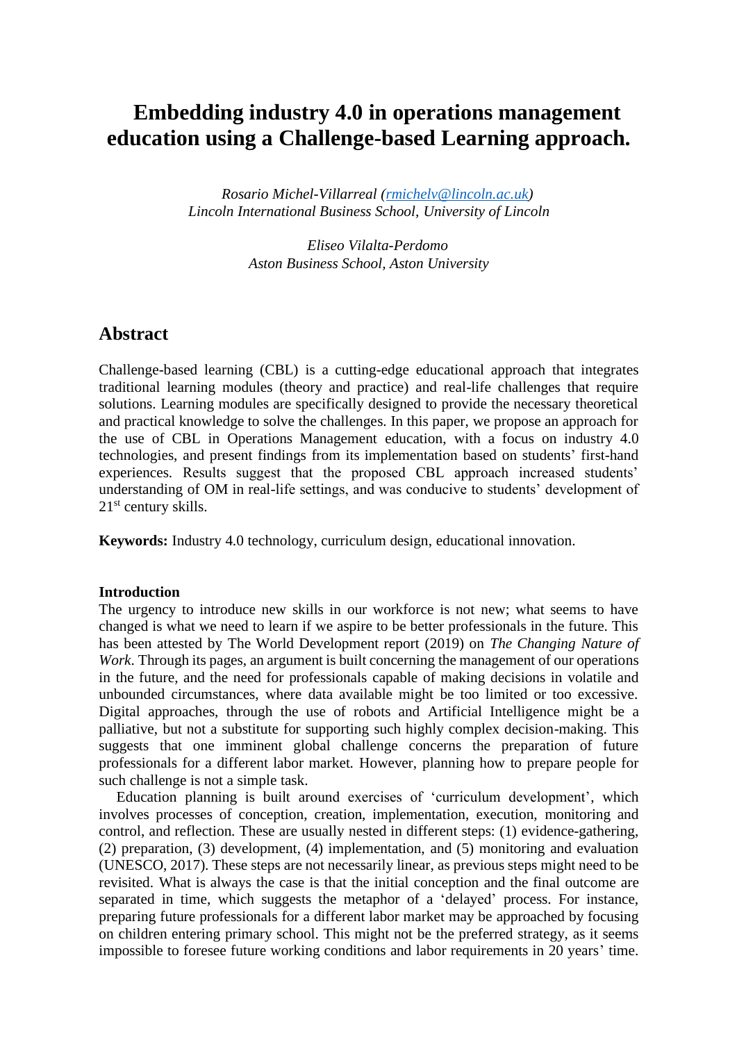# Embedding industry 4.0 in operations management education using a Challenge-based Learning approach.

*Rosario Michel-Villarreal (rmichelv@lincoln.ac.uk)*
*Lincoln International Business School, University of Lincoln*

*Eliseo Vilalta-Perdomo*
*Aston Business School, Aston University*

## Abstract

Challenge-based learning (CBL) is a cutting-edge educational approach that integrates traditional learning modules (theory and practice) and real-life challenges that require solutions. Learning modules are specifically designed to provide the necessary theoretical and practical knowledge to solve the challenges. In this paper, we propose an approach for the use of CBL in Operations Management education, with a focus on industry 4.0 technologies, and present findings from its implementation based on students' first-hand experiences. Results suggest that the proposed CBL approach increased students' understanding of OM in real-life settings, and was conducive to students' development of 21st century skills.

**Keywords:** Industry 4.0 technology, curriculum design, educational innovation.

**Introduction**

The urgency to introduce new skills in our workforce is not new; what seems to have changed is what we need to learn if we aspire to be better professionals in the future. This has been attested by The World Development report (2019) on *The Changing Nature of Work*. Through its pages, an argument is built concerning the management of our operations in the future, and the need for professionals capable of making decisions in volatile and unbounded circumstances, where data available might be too limited or too excessive. Digital approaches, through the use of robots and Artificial Intelligence might be a palliative, but not a substitute for supporting such highly complex decision-making. This suggests that one imminent global challenge concerns the preparation of future professionals for a different labor market. However, planning how to prepare people for such challenge is not a simple task.

Education planning is built around exercises of 'curriculum development', which involves processes of conception, creation, implementation, execution, monitoring and control, and reflection. These are usually nested in different steps: (1) evidence-gathering, (2) preparation, (3) development, (4) implementation, and (5) monitoring and evaluation (UNESCO, 2017). These steps are not necessarily linear, as previous steps might need to be revisited. What is always the case is that the initial conception and the final outcome are separated in time, which suggests the metaphor of a 'delayed' process. For instance, preparing future professionals for a different labor market may be approached by focusing on children entering primary school. This might not be the preferred strategy, as it seems impossible to foresee future working conditions and labor requirements in 20 years' time.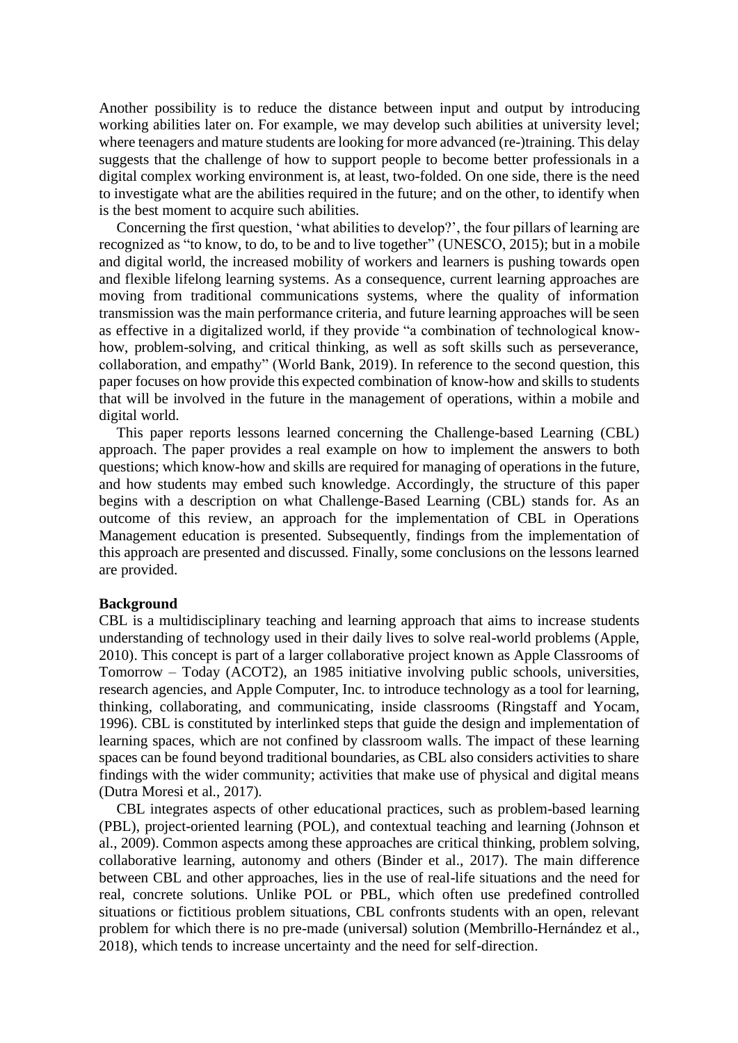Another possibility is to reduce the distance between input and output by introducing working abilities later on. For example, we may develop such abilities at university level; where teenagers and mature students are looking for more advanced (re-)training. This delay suggests that the challenge of how to support people to become better professionals in a digital complex working environment is, at least, two-folded. On one side, there is the need to investigate what are the abilities required in the future; and on the other, to identify when is the best moment to acquire such abilities.

Concerning the first question, 'what abilities to develop?', the four pillars of learning are recognized as "to know, to do, to be and to live together" (UNESCO, 2015); but in a mobile and digital world, the increased mobility of workers and learners is pushing towards open and flexible lifelong learning systems. As a consequence, current learning approaches are moving from traditional communications systems, where the quality of information transmission was the main performance criteria, and future learning approaches will be seen as effective in a digitalized world, if they provide "a combination of technological know-how, problem-solving, and critical thinking, as well as soft skills such as perseverance, collaboration, and empathy" (World Bank, 2019). In reference to the second question, this paper focuses on how provide this expected combination of know-how and skills to students that will be involved in the future in the management of operations, within a mobile and digital world.

This paper reports lessons learned concerning the Challenge-based Learning (CBL) approach. The paper provides a real example on how to implement the answers to both questions; which know-how and skills are required for managing of operations in the future, and how students may embed such knowledge. Accordingly, the structure of this paper begins with a description on what Challenge-Based Learning (CBL) stands for. As an outcome of this review, an approach for the implementation of CBL in Operations Management education is presented. Subsequently, findings from the implementation of this approach are presented and discussed. Finally, some conclusions on the lessons learned are provided.

**Background**

CBL is a multidisciplinary teaching and learning approach that aims to increase students understanding of technology used in their daily lives to solve real-world problems (Apple, 2010). This concept is part of a larger collaborative project known as Apple Classrooms of Tomorrow – Today (ACOT2), an 1985 initiative involving public schools, universities, research agencies, and Apple Computer, Inc. to introduce technology as a tool for learning, thinking, collaborating, and communicating, inside classrooms (Ringstaff and Yocam, 1996). CBL is constituted by interlinked steps that guide the design and implementation of learning spaces, which are not confined by classroom walls. The impact of these learning spaces can be found beyond traditional boundaries, as CBL also considers activities to share findings with the wider community; activities that make use of physical and digital means (Dutra Moresi et al., 2017).

CBL integrates aspects of other educational practices, such as problem-based learning (PBL), project-oriented learning (POL), and contextual teaching and learning (Johnson et al., 2009). Common aspects among these approaches are critical thinking, problem solving, collaborative learning, autonomy and others (Binder et al., 2017). The main difference between CBL and other approaches, lies in the use of real-life situations and the need for real, concrete solutions. Unlike POL or PBL, which often use predefined controlled situations or fictitious problem situations, CBL confronts students with an open, relevant problem for which there is no pre-made (universal) solution (Membrillo-Hernández et al., 2018), which tends to increase uncertainty and the need for self-direction.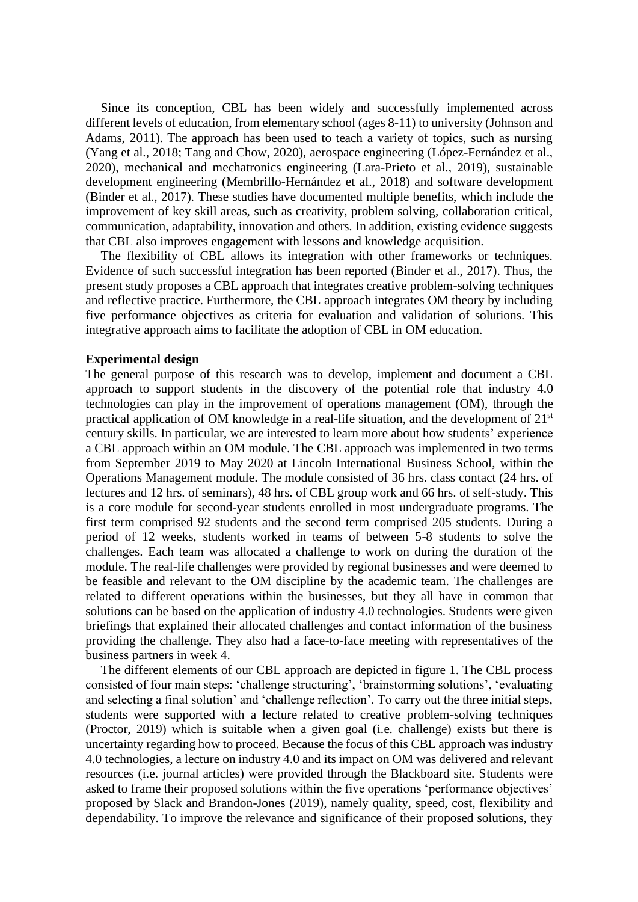Since its conception, CBL has been widely and successfully implemented across different levels of education, from elementary school (ages 8-11) to university (Johnson and Adams, 2011). The approach has been used to teach a variety of topics, such as nursing (Yang et al., 2018; Tang and Chow, 2020), aerospace engineering (López-Fernández et al., 2020), mechanical and mechatronics engineering (Lara-Prieto et al., 2019), sustainable development engineering (Membrillo-Hernández et al., 2018) and software development (Binder et al., 2017). These studies have documented multiple benefits, which include the improvement of key skill areas, such as creativity, problem solving, collaboration critical, communication, adaptability, innovation and others. In addition, existing evidence suggests that CBL also improves engagement with lessons and knowledge acquisition.

The flexibility of CBL allows its integration with other frameworks or techniques. Evidence of such successful integration has been reported (Binder et al., 2017). Thus, the present study proposes a CBL approach that integrates creative problem-solving techniques and reflective practice. Furthermore, the CBL approach integrates OM theory by including five performance objectives as criteria for evaluation and validation of solutions. This integrative approach aims to facilitate the adoption of CBL in OM education.

**Experimental design**

The general purpose of this research was to develop, implement and document a CBL approach to support students in the discovery of the potential role that industry 4.0 technologies can play in the improvement of operations management (OM), through the practical application of OM knowledge in a real-life situation, and the development of 21st century skills. In particular, we are interested to learn more about how students' experience a CBL approach within an OM module. The CBL approach was implemented in two terms from September 2019 to May 2020 at Lincoln International Business School, within the Operations Management module. The module consisted of 36 hrs. class contact (24 hrs. of lectures and 12 hrs. of seminars), 48 hrs. of CBL group work and 66 hrs. of self-study. This is a core module for second-year students enrolled in most undergraduate programs. The first term comprised 92 students and the second term comprised 205 students. During a period of 12 weeks, students worked in teams of between 5-8 students to solve the challenges. Each team was allocated a challenge to work on during the duration of the module. The real-life challenges were provided by regional businesses and were deemed to be feasible and relevant to the OM discipline by the academic team. The challenges are related to different operations within the businesses, but they all have in common that solutions can be based on the application of industry 4.0 technologies. Students were given briefings that explained their allocated challenges and contact information of the business providing the challenge. They also had a face-to-face meeting with representatives of the business partners in week 4.

The different elements of our CBL approach are depicted in figure 1. The CBL process consisted of four main steps: 'challenge structuring', 'brainstorming solutions', 'evaluating and selecting a final solution' and 'challenge reflection'. To carry out the three initial steps, students were supported with a lecture related to creative problem-solving techniques (Proctor, 2019) which is suitable when a given goal (i.e. challenge) exists but there is uncertainty regarding how to proceed. Because the focus of this CBL approach was industry 4.0 technologies, a lecture on industry 4.0 and its impact on OM was delivered and relevant resources (i.e. journal articles) were provided through the Blackboard site. Students were asked to frame their proposed solutions within the five operations 'performance objectives' proposed by Slack and Brandon-Jones (2019), namely quality, speed, cost, flexibility and dependability. To improve the relevance and significance of their proposed solutions, they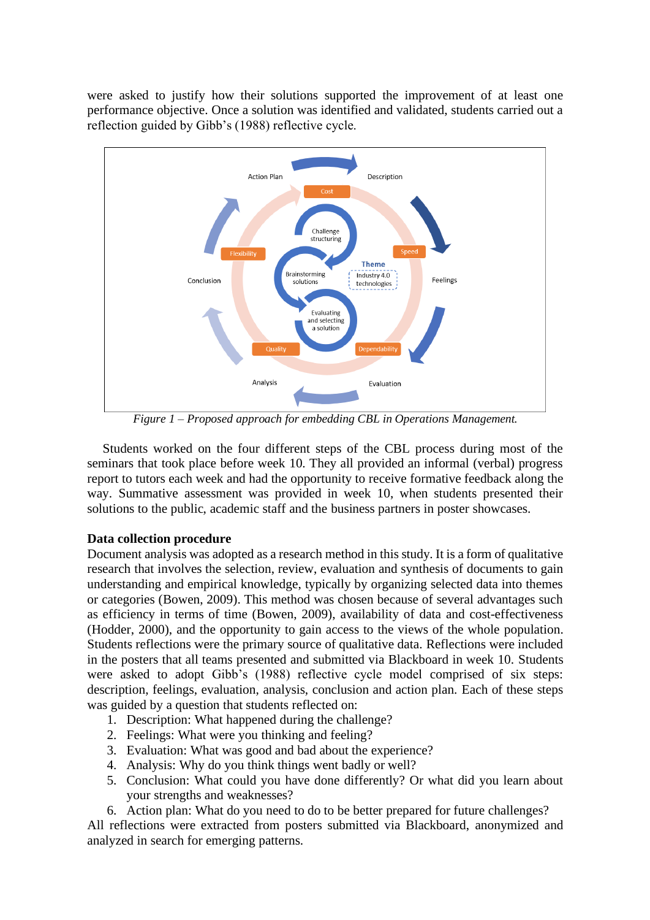were asked to justify how their solutions supported the improvement of at least one performance objective. Once a solution was identified and validated, students carried out a reflection guided by Gibb's (1988) reflective cycle.

*Figure 1 – Proposed approach for embedding CBL in Operations Management.*

Students worked on the four different steps of the CBL process during most of the seminars that took place before week 10. They all provided an informal (verbal) progress report to tutors each week and had the opportunity to receive formative feedback along the way. Summative assessment was provided in week 10, when students presented their solutions to the public, academic staff and the business partners in poster showcases.

**Data collection procedure**

Document analysis was adopted as a research method in this study. It is a form of qualitative research that involves the selection, review, evaluation and synthesis of documents to gain understanding and empirical knowledge, typically by organizing selected data into themes or categories (Bowen, 2009). This method was chosen because of several advantages such as efficiency in terms of time (Bowen, 2009), availability of data and cost-effectiveness (Hodder, 2000), and the opportunity to gain access to the views of the whole population. Students reflections were the primary source of qualitative data. Reflections were included in the posters that all teams presented and submitted via Blackboard in week 10. Students were asked to adopt Gibb's (1988) reflective cycle model comprised of six steps: description, feelings, evaluation, analysis, conclusion and action plan. Each of these steps was guided by a question that students reflected on:

1. Description: What happened during the challenge?
2. Feelings: What were you thinking and feeling?
3. Evaluation: What was good and bad about the experience?
4. Analysis: Why do you think things went badly or well?
5. Conclusion: What could you have done differently? Or what did you learn about your strengths and weaknesses?
6. Action plan: What do you need to do to be better prepared for future challenges?

All reflections were extracted from posters submitted via Blackboard, anonymized and analyzed in search for emerging patterns.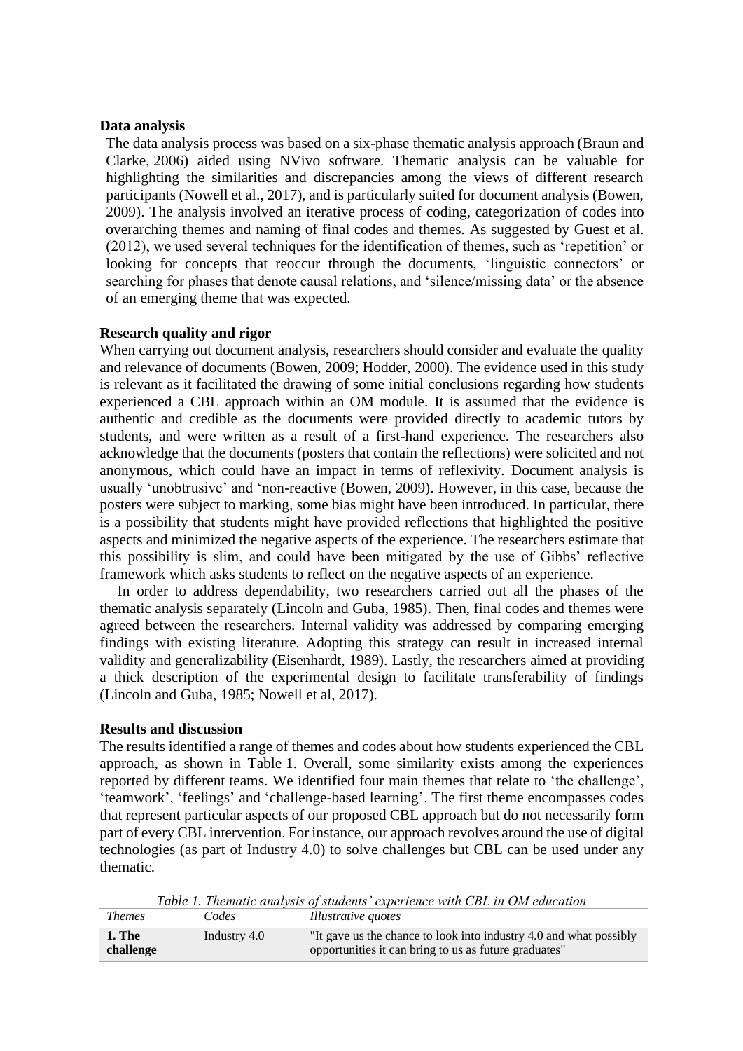### Data analysis

The data analysis process was based on a six-phase thematic analysis approach (Braun and Clarke, 2006) aided using NVivo software. Thematic analysis can be valuable for highlighting the similarities and discrepancies among the views of different research participants (Nowell et al., 2017), and is particularly suited for document analysis (Bowen, 2009). The analysis involved an iterative process of coding, categorization of codes into overarching themes and naming of final codes and themes. As suggested by Guest et al. (2012), we used several techniques for the identification of themes, such as 'repetition' or looking for concepts that reoccur through the documents, 'linguistic connectors' or searching for phases that denote causal relations, and 'silence/missing data' or the absence of an emerging theme that was expected.

### Research quality and rigor

When carrying out document analysis, researchers should consider and evaluate the quality and relevance of documents (Bowen, 2009; Hodder, 2000). The evidence used in this study is relevant as it facilitated the drawing of some initial conclusions regarding how students experienced a CBL approach within an OM module. It is assumed that the evidence is authentic and credible as the documents were provided directly to academic tutors by students, and were written as a result of a first-hand experience. The researchers also acknowledge that the documents (posters that contain the reflections) were solicited and not anonymous, which could have an impact in terms of reflexivity. Document analysis is usually 'unobtrusive' and 'non-reactive (Bowen, 2009). However, in this case, because the posters were subject to marking, some bias might have been introduced. In particular, there is a possibility that students might have provided reflections that highlighted the positive aspects and minimized the negative aspects of the experience. The researchers estimate that this possibility is slim, and could have been mitigated by the use of Gibbs' reflective framework which asks students to reflect on the negative aspects of an experience.

In order to address dependability, two researchers carried out all the phases of the thematic analysis separately (Lincoln and Guba, 1985). Then, final codes and themes were agreed between the researchers. Internal validity was addressed by comparing emerging findings with existing literature. Adopting this strategy can result in increased internal validity and generalizability (Eisenhardt, 1989). Lastly, the researchers aimed at providing a thick description of the experimental design to facilitate transferability of findings (Lincoln and Guba, 1985; Nowell et al, 2017).

### Results and discussion

The results identified a range of themes and codes about how students experienced the CBL approach, as shown in Table 1. Overall, some similarity exists among the experiences reported by different teams. We identified four main themes that relate to 'the challenge', 'teamwork', 'feelings' and 'challenge-based learning'. The first theme encompasses codes that represent particular aspects of our proposed CBL approach but do not necessarily form part of every CBL intervention. For instance, our approach revolves around the use of digital technologies (as part of Industry 4.0) to solve challenges but CBL can be used under any thematic.

*Table 1. Thematic analysis of students' experience with CBL in OM education*

| *Themes* | *Codes* | *Illustrative quotes* |
|---|---|---|
| **1. The challenge** | Industry 4.0 | "It gave us the chance to look into industry 4.0 and what possibly opportunities it can bring to us as future graduates" |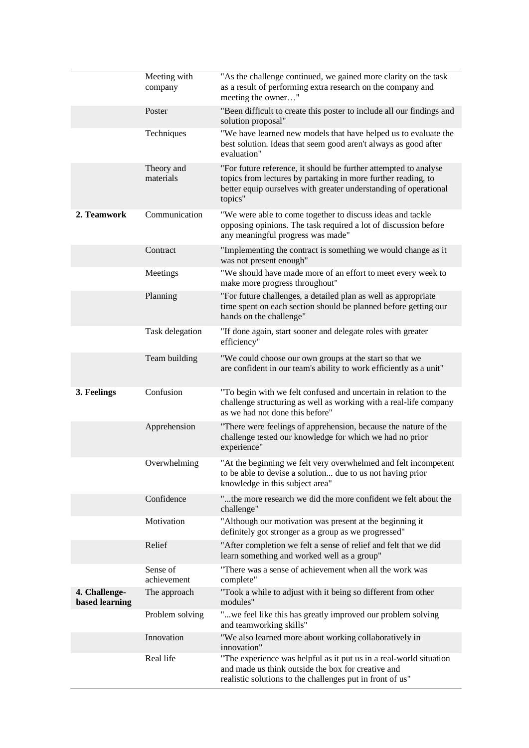| | | |
|---|---|---|
| | Meeting with company | "As the challenge continued, we gained more clarity on the task as a result of performing extra research on the company and meeting the owner…" |
| | Poster | "Been difficult to create this poster to include all our findings and solution proposal" |
| | Techniques | "We have learned new models that have helped us to evaluate the best solution. Ideas that seem good aren't always as good after evaluation" |
| | Theory and materials | "For future reference, it should be further attempted to analyse topics from lectures by partaking in more further reading, to better equip ourselves with greater understanding of operational topics" |
| **2. Teamwork** | Communication | "We were able to come together to discuss ideas and tackle opposing opinions. The task required a lot of discussion before any meaningful progress was made" |
| | Contract | "Implementing the contract is something we would change as it was not present enough" |
| | Meetings | "We should have made more of an effort to meet every week to make more progress throughout" |
| | Planning | "For future challenges, a detailed plan as well as appropriate time spent on each section should be planned before getting our hands on the challenge" |
| | Task delegation | "If done again, start sooner and delegate roles with greater efficiency" |
| | Team building | "We could choose our own groups at the start so that we are confident in our team's ability to work efficiently as a unit" |
| **3. Feelings** | Confusion | "To begin with we felt confused and uncertain in relation to the challenge structuring as well as working with a real-life company as we had not done this before" |
| | Apprehension | "There were feelings of apprehension, because the nature of the challenge tested our knowledge for which we had no prior experience" |
| | Overwhelming | "At the beginning we felt very overwhelmed and felt incompetent to be able to devise a solution... due to us not having prior knowledge in this subject area" |
| | Confidence | "...the more research we did the more confident we felt about the challenge" |
| | Motivation | "Although our motivation was present at the beginning it definitely got stronger as a group as we progressed" |
| | Relief | "After completion we felt a sense of relief and felt that we did learn something and worked well as a group" |
| | Sense of achievement | "There was a sense of achievement when all the work was complete" |
| **4. Challenge-based learning** | The approach | "Took a while to adjust with it being so different from other modules" |
| | Problem solving | "...we feel like this has greatly improved our problem solving and teamworking skills" |
| | Innovation | "We also learned more about working collaboratively in innovation" |
| | Real life | "The experience was helpful as it put us in a real-world situation and made us think outside the box for creative and realistic solutions to the challenges put in front of us" |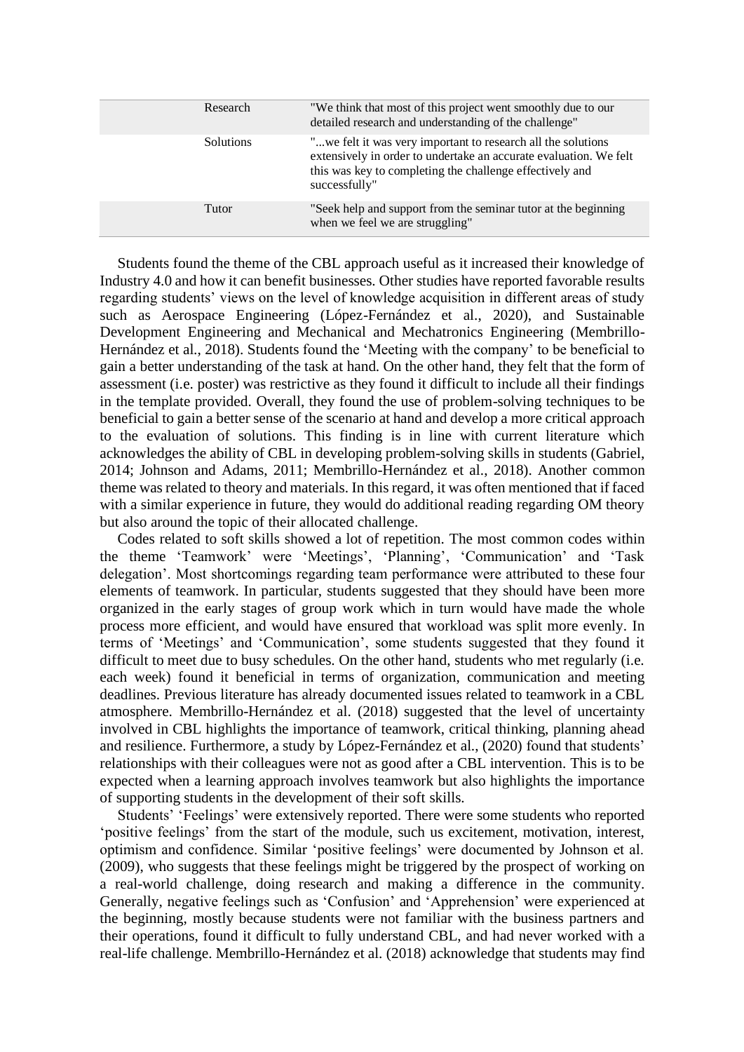| | | |
|---|---|---|
| | Research | "We think that most of this project went smoothly due to our detailed research and understanding of the challenge" |
| | Solutions | "...we felt it was very important to research all the solutions extensively in order to undertake an accurate evaluation. We felt this was key to completing the challenge effectively and successfully" |
| | Tutor | "Seek help and support from the seminar tutor at the beginning when we feel we are struggling" |

Students found the theme of the CBL approach useful as it increased their knowledge of Industry 4.0 and how it can benefit businesses. Other studies have reported favorable results regarding students' views on the level of knowledge acquisition in different areas of study such as Aerospace Engineering (López-Fernández et al., 2020), and Sustainable Development Engineering and Mechanical and Mechatronics Engineering (Membrillo-Hernández et al., 2018). Students found the 'Meeting with the company' to be beneficial to gain a better understanding of the task at hand. On the other hand, they felt that the form of assessment (i.e. poster) was restrictive as they found it difficult to include all their findings in the template provided. Overall, they found the use of problem-solving techniques to be beneficial to gain a better sense of the scenario at hand and develop a more critical approach to the evaluation of solutions. This finding is in line with current literature which acknowledges the ability of CBL in developing problem-solving skills in students (Gabriel, 2014; Johnson and Adams, 2011; Membrillo-Hernández et al., 2018). Another common theme was related to theory and materials. In this regard, it was often mentioned that if faced with a similar experience in future, they would do additional reading regarding OM theory but also around the topic of their allocated challenge.

Codes related to soft skills showed a lot of repetition. The most common codes within the theme 'Teamwork' were 'Meetings', 'Planning', 'Communication' and 'Task delegation'. Most shortcomings regarding team performance were attributed to these four elements of teamwork. In particular, students suggested that they should have been more organized in the early stages of group work which in turn would have made the whole process more efficient, and would have ensured that workload was split more evenly. In terms of 'Meetings' and 'Communication', some students suggested that they found it difficult to meet due to busy schedules. On the other hand, students who met regularly (i.e. each week) found it beneficial in terms of organization, communication and meeting deadlines. Previous literature has already documented issues related to teamwork in a CBL atmosphere. Membrillo-Hernández et al. (2018) suggested that the level of uncertainty involved in CBL highlights the importance of teamwork, critical thinking, planning ahead and resilience. Furthermore, a study by López-Fernández et al., (2020) found that students' relationships with their colleagues were not as good after a CBL intervention. This is to be expected when a learning approach involves teamwork but also highlights the importance of supporting students in the development of their soft skills.

Students' 'Feelings' were extensively reported. There were some students who reported 'positive feelings' from the start of the module, such us excitement, motivation, interest, optimism and confidence. Similar 'positive feelings' were documented by Johnson et al. (2009), who suggests that these feelings might be triggered by the prospect of working on a real-world challenge, doing research and making a difference in the community. Generally, negative feelings such as 'Confusion' and 'Apprehension' were experienced at the beginning, mostly because students were not familiar with the business partners and their operations, found it difficult to fully understand CBL, and had never worked with a real-life challenge. Membrillo-Hernández et al. (2018) acknowledge that students may find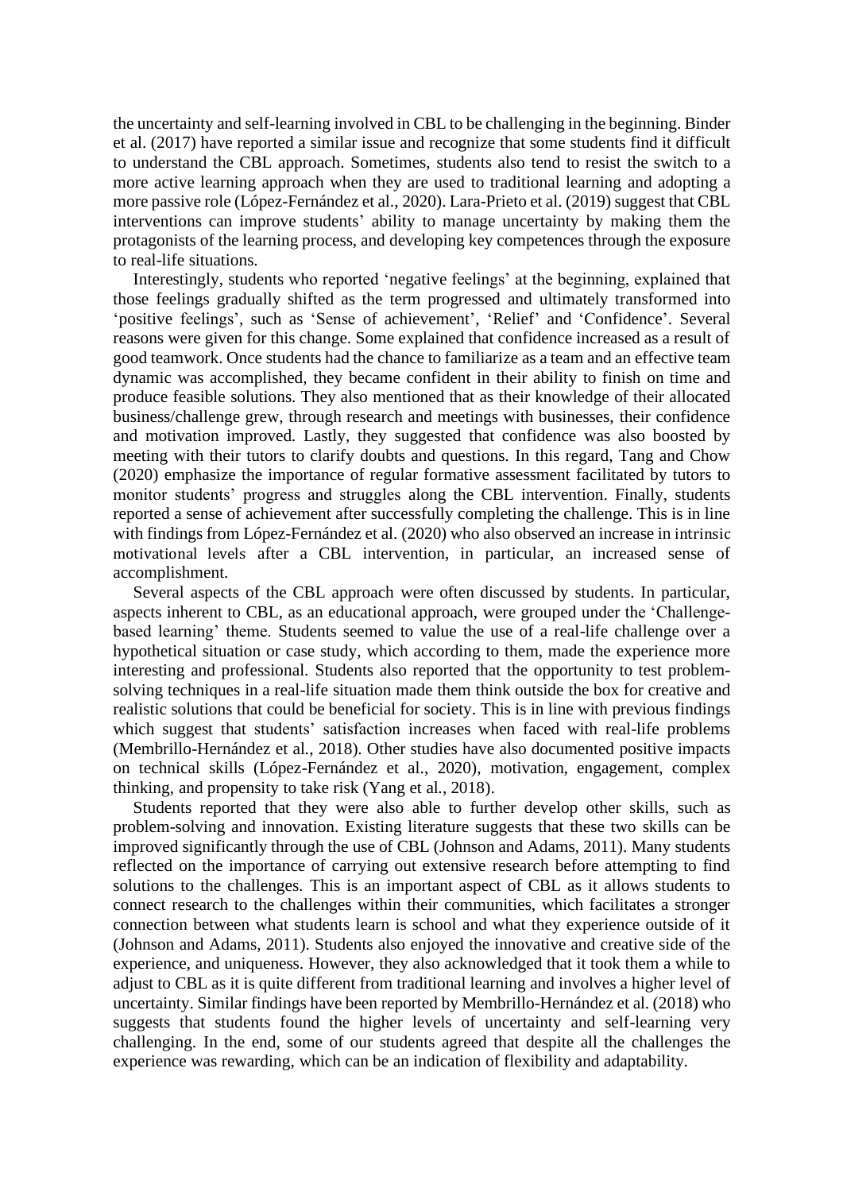the uncertainty and self-learning involved in CBL to be challenging in the beginning. Binder et al. (2017) have reported a similar issue and recognize that some students find it difficult to understand the CBL approach. Sometimes, students also tend to resist the switch to a more active learning approach when they are used to traditional learning and adopting a more passive role (López-Fernández et al., 2020). Lara-Prieto et al. (2019) suggest that CBL interventions can improve students' ability to manage uncertainty by making them the protagonists of the learning process, and developing key competences through the exposure to real-life situations.

Interestingly, students who reported 'negative feelings' at the beginning, explained that those feelings gradually shifted as the term progressed and ultimately transformed into 'positive feelings', such as 'Sense of achievement', 'Relief' and 'Confidence'. Several reasons were given for this change. Some explained that confidence increased as a result of good teamwork. Once students had the chance to familiarize as a team and an effective team dynamic was accomplished, they became confident in their ability to finish on time and produce feasible solutions. They also mentioned that as their knowledge of their allocated business/challenge grew, through research and meetings with businesses, their confidence and motivation improved. Lastly, they suggested that confidence was also boosted by meeting with their tutors to clarify doubts and questions. In this regard, Tang and Chow (2020) emphasize the importance of regular formative assessment facilitated by tutors to monitor students' progress and struggles along the CBL intervention. Finally, students reported a sense of achievement after successfully completing the challenge. This is in line with findings from López-Fernández et al. (2020) who also observed an increase in intrinsic motivational levels after a CBL intervention, in particular, an increased sense of accomplishment.

Several aspects of the CBL approach were often discussed by students. In particular, aspects inherent to CBL, as an educational approach, were grouped under the 'Challenge-based learning' theme. Students seemed to value the use of a real-life challenge over a hypothetical situation or case study, which according to them, made the experience more interesting and professional. Students also reported that the opportunity to test problem-solving techniques in a real-life situation made them think outside the box for creative and realistic solutions that could be beneficial for society. This is in line with previous findings which suggest that students' satisfaction increases when faced with real-life problems (Membrillo-Hernández et al., 2018). Other studies have also documented positive impacts on technical skills (López-Fernández et al., 2020), motivation, engagement, complex thinking, and propensity to take risk (Yang et al., 2018).

Students reported that they were also able to further develop other skills, such as problem-solving and innovation. Existing literature suggests that these two skills can be improved significantly through the use of CBL (Johnson and Adams, 2011). Many students reflected on the importance of carrying out extensive research before attempting to find solutions to the challenges. This is an important aspect of CBL as it allows students to connect research to the challenges within their communities, which facilitates a stronger connection between what students learn is school and what they experience outside of it (Johnson and Adams, 2011). Students also enjoyed the innovative and creative side of the experience, and uniqueness. However, they also acknowledged that it took them a while to adjust to CBL as it is quite different from traditional learning and involves a higher level of uncertainty. Similar findings have been reported by Membrillo-Hernández et al. (2018) who suggests that students found the higher levels of uncertainty and self-learning very challenging. In the end, some of our students agreed that despite all the challenges the experience was rewarding, which can be an indication of flexibility and adaptability.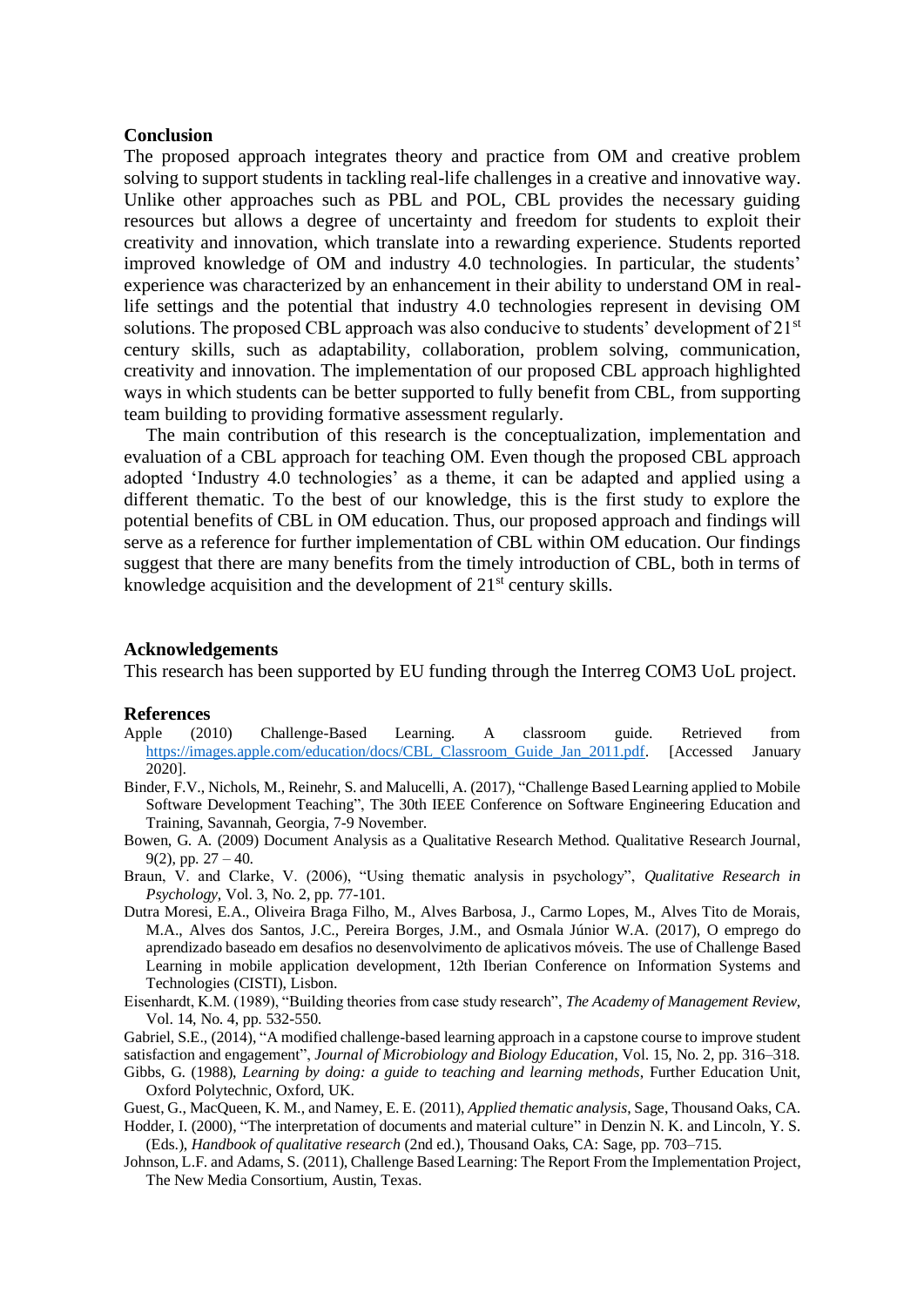## Conclusion

The proposed approach integrates theory and practice from OM and creative problem solving to support students in tackling real-life challenges in a creative and innovative way. Unlike other approaches such as PBL and POL, CBL provides the necessary guiding resources but allows a degree of uncertainty and freedom for students to exploit their creativity and innovation, which translate into a rewarding experience. Students reported improved knowledge of OM and industry 4.0 technologies. In particular, the students' experience was characterized by an enhancement in their ability to understand OM in real-life settings and the potential that industry 4.0 technologies represent in devising OM solutions. The proposed CBL approach was also conducive to students' development of 21st century skills, such as adaptability, collaboration, problem solving, communication, creativity and innovation. The implementation of our proposed CBL approach highlighted ways in which students can be better supported to fully benefit from CBL, from supporting team building to providing formative assessment regularly.

The main contribution of this research is the conceptualization, implementation and evaluation of a CBL approach for teaching OM. Even though the proposed CBL approach adopted 'Industry 4.0 technologies' as a theme, it can be adapted and applied using a different thematic. To the best of our knowledge, this is the first study to explore the potential benefits of CBL in OM education. Thus, our proposed approach and findings will serve as a reference for further implementation of CBL within OM education. Our findings suggest that there are many benefits from the timely introduction of CBL, both in terms of knowledge acquisition and the development of 21st century skills.

## Acknowledgements

This research has been supported by EU funding through the Interreg COM3 UoL project.

## References

Apple (2010) Challenge-Based Learning. A classroom guide. Retrieved from https://images.apple.com/education/docs/CBL_Classroom_Guide_Jan_2011.pdf. [Accessed January 2020].

Binder, F.V., Nichols, M., Reinehr, S. and Malucelli, A. (2017), "Challenge Based Learning applied to Mobile Software Development Teaching", The 30th IEEE Conference on Software Engineering Education and Training, Savannah, Georgia, 7-9 November.

Bowen, G. A. (2009) Document Analysis as a Qualitative Research Method. Qualitative Research Journal, 9(2), pp. 27 – 40.

Braun, V. and Clarke, V. (2006), "Using thematic analysis in psychology", *Qualitative Research in Psychology*, Vol. 3, No. 2, pp. 77-101.

Dutra Moresi, E.A., Oliveira Braga Filho, M., Alves Barbosa, J., Carmo Lopes, M., Alves Tito de Morais, M.A., Alves dos Santos, J.C., Pereira Borges, J.M., and Osmala Júnior W.A. (2017), O emprego do aprendizado baseado em desafios no desenvolvimento de aplicativos móveis. The use of Challenge Based Learning in mobile application development, 12th Iberian Conference on Information Systems and Technologies (CISTI), Lisbon.

Eisenhardt, K.M. (1989), "Building theories from case study research", *The Academy of Management Review*, Vol. 14, No. 4, pp. 532-550.

Gabriel, S.E., (2014), "A modified challenge-based learning approach in a capstone course to improve student satisfaction and engagement", *Journal of Microbiology and Biology Education*, Vol. 15, No. 2, pp. 316–318.

Gibbs, G. (1988), *Learning by doing: a guide to teaching and learning methods*, Further Education Unit, Oxford Polytechnic, Oxford, UK.

Guest, G., MacQueen, K. M., and Namey, E. E. (2011), *Applied thematic analysis*, Sage, Thousand Oaks, CA.

Hodder, I. (2000), "The interpretation of documents and material culture" in Denzin N. K. and Lincoln, Y. S. (Eds.), *Handbook of qualitative research* (2nd ed.), Thousand Oaks, CA: Sage, pp. 703–715.

Johnson, L.F. and Adams, S. (2011), Challenge Based Learning: The Report From the Implementation Project, The New Media Consortium, Austin, Texas.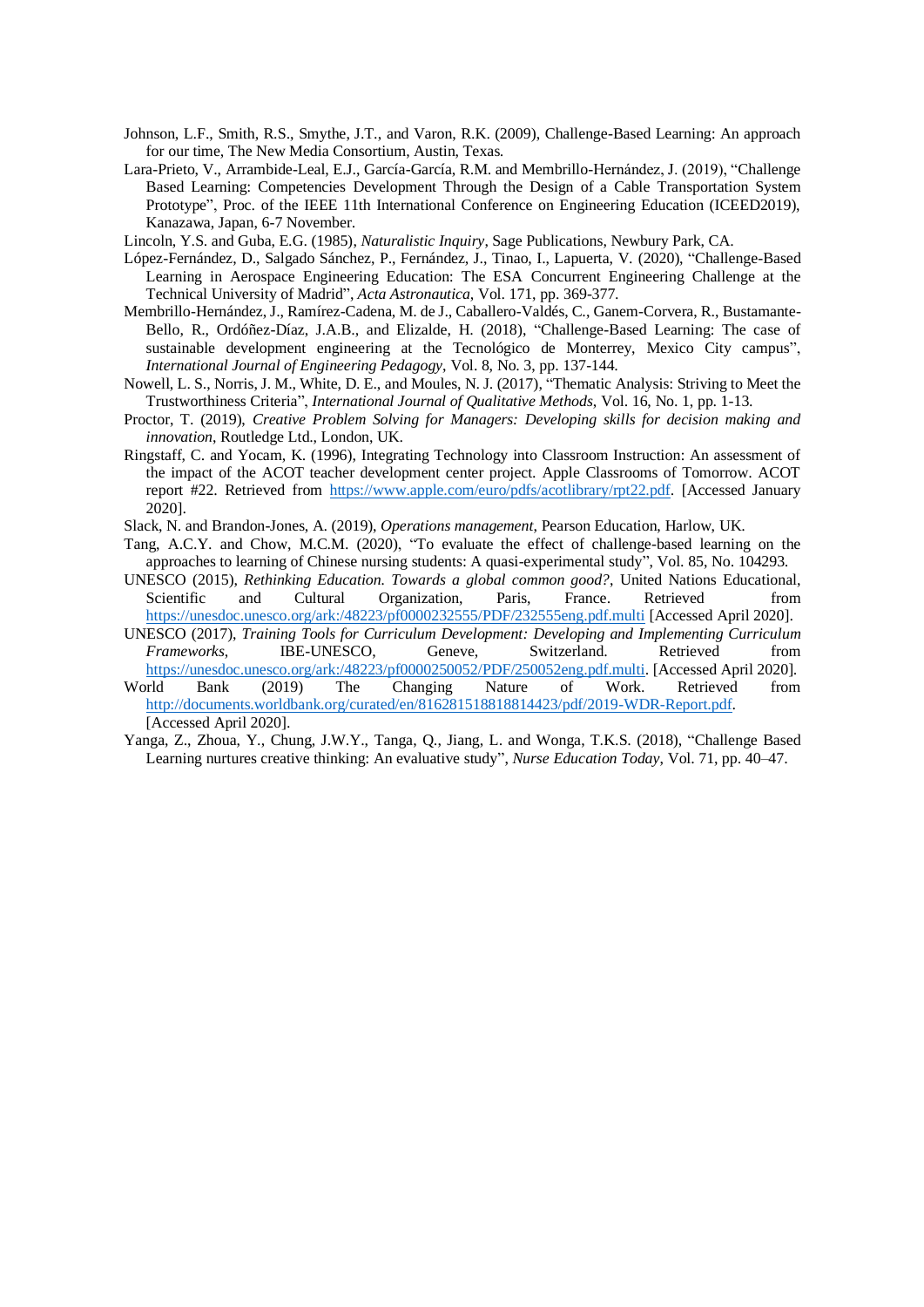Johnson, L.F., Smith, R.S., Smythe, J.T., and Varon, R.K. (2009), Challenge-Based Learning: An approach for our time, The New Media Consortium, Austin, Texas.

Lara-Prieto, V., Arrambide-Leal, E.J., García-García, R.M. and Membrillo-Hernández, J. (2019), "Challenge Based Learning: Competencies Development Through the Design of a Cable Transportation System Prototype", Proc. of the IEEE 11th International Conference on Engineering Education (ICEED2019), Kanazawa, Japan, 6-7 November.

Lincoln, Y.S. and Guba, E.G. (1985), *Naturalistic Inquiry*, Sage Publications, Newbury Park, CA.

López-Fernández, D., Salgado Sánchez, P., Fernández, J., Tinao, I., Lapuerta, V. (2020), "Challenge-Based Learning in Aerospace Engineering Education: The ESA Concurrent Engineering Challenge at the Technical University of Madrid", *Acta Astronautica*, Vol. 171, pp. 369-377.

Membrillo-Hernández, J., Ramírez-Cadena, M. de J., Caballero-Valdés, C., Ganem-Corvera, R., Bustamante-Bello, R., Ordóñez-Díaz, J.A.B., and Elizalde, H. (2018), "Challenge-Based Learning: The case of sustainable development engineering at the Tecnológico de Monterrey, Mexico City campus", *International Journal of Engineering Pedagogy*, Vol. 8, No. 3, pp. 137-144.

Nowell, L. S., Norris, J. M., White, D. E., and Moules, N. J. (2017), "Thematic Analysis: Striving to Meet the Trustworthiness Criteria", *International Journal of Qualitative Methods*, Vol. 16, No. 1, pp. 1-13.

Proctor, T. (2019), *Creative Problem Solving for Managers: Developing skills for decision making and innovation*, Routledge Ltd., London, UK.

Ringstaff, C. and Yocam, K. (1996), Integrating Technology into Classroom Instruction: An assessment of the impact of the ACOT teacher development center project. Apple Classrooms of Tomorrow. ACOT report #22. Retrieved from https://www.apple.com/euro/pdfs/acotlibrary/rpt22.pdf. [Accessed January 2020].

Slack, N. and Brandon-Jones, A. (2019), *Operations management*, Pearson Education, Harlow, UK.

Tang, A.C.Y. and Chow, M.C.M. (2020), "To evaluate the effect of challenge-based learning on the approaches to learning of Chinese nursing students: A quasi-experimental study", Vol. 85, No. 104293.

UNESCO (2015), *Rethinking Education. Towards a global common good?*, United Nations Educational, Scientific and Cultural Organization, Paris, France. Retrieved from https://unesdoc.unesco.org/ark:/48223/pf0000232555/PDF/232555eng.pdf.multi [Accessed April 2020].

UNESCO (2017), *Training Tools for Curriculum Development: Developing and Implementing Curriculum Frameworks*, IBE-UNESCO, Geneve, Switzerland. Retrieved from https://unesdoc.unesco.org/ark:/48223/pf0000250052/PDF/250052eng.pdf.multi. [Accessed April 2020].

World Bank (2019) The Changing Nature of Work. Retrieved from http://documents.worldbank.org/curated/en/816281518818814423/pdf/2019-WDR-Report.pdf. [Accessed April 2020].

Yanga, Z., Zhoua, Y., Chung, J.W.Y., Tanga, Q., Jiang, L. and Wonga, T.K.S. (2018), "Challenge Based Learning nurtures creative thinking: An evaluative study", *Nurse Education Today*, Vol. 71, pp. 40–47.